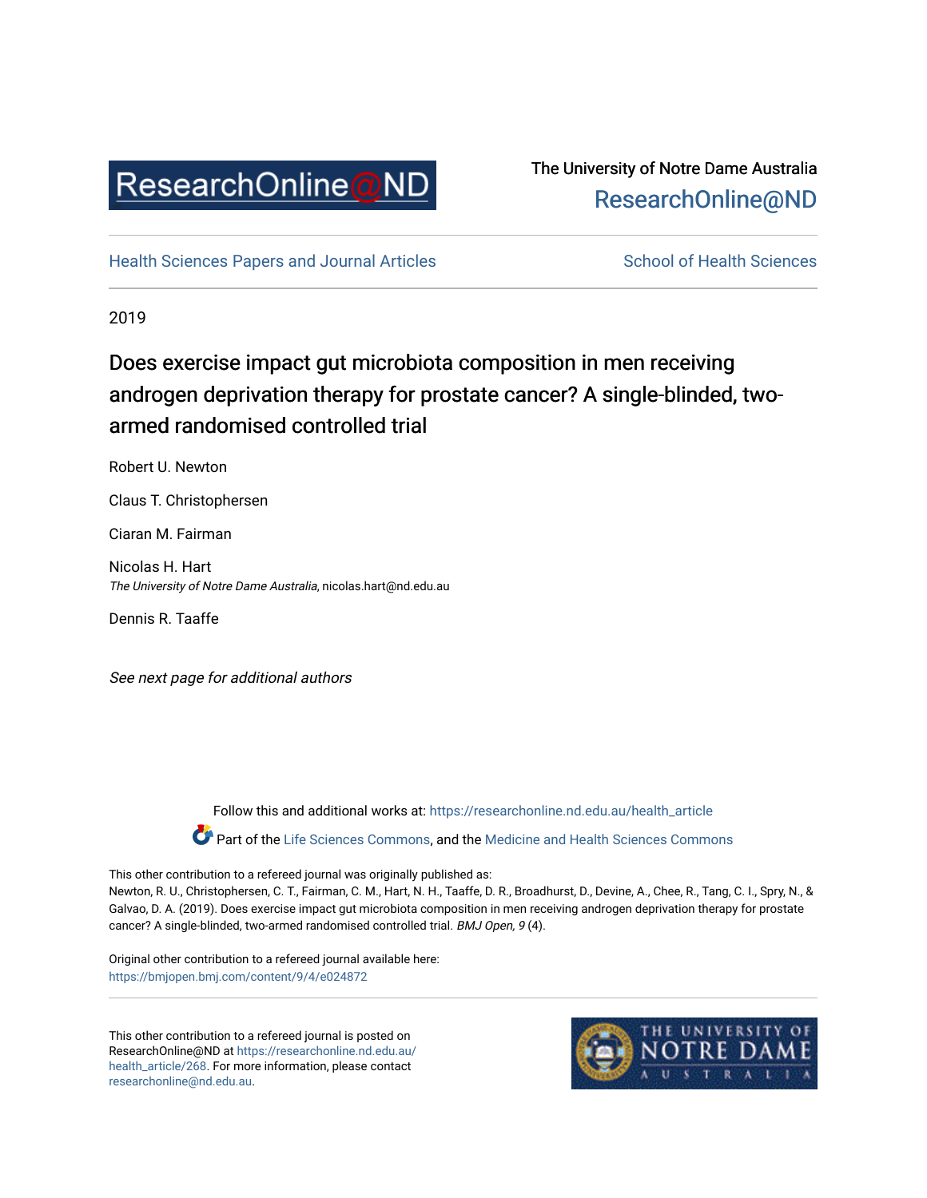ResearchOnline@ND

The University of Notre Dame Australia
ResearchOnline@ND

Health Sciences Papers and Journal Articles

School of Health Sciences

2019

# Does exercise impact gut microbiota composition in men receiving androgen deprivation therapy for prostate cancer? A single-blinded, two-armed randomised controlled trial

Robert U. Newton

Claus T. Christophersen

Ciaran M. Fairman

Nicolas H. Hart
*The University of Notre Dame Australia*, nicolas.hart@nd.edu.au

Dennis R. Taaffe

*See next page for additional authors*

Follow this and additional works at: https://researchonline.nd.edu.au/health_article

Part of the Life Sciences Commons, and the Medicine and Health Sciences Commons

This other contribution to a refereed journal was originally published as:
Newton, R. U., Christophersen, C. T., Fairman, C. M., Hart, N. H., Taaffe, D. R., Broadhurst, D., Devine, A., Chee, R., Tang, C. I., Spry, N., & Galvao, D. A. (2019). Does exercise impact gut microbiota composition in men receiving androgen deprivation therapy for prostate cancer? A single-blinded, two-armed randomised controlled trial. *BMJ Open, 9* (4).

Original other contribution to a refereed journal available here:
https://bmjopen.bmj.com/content/9/4/e024872

This other contribution to a refereed journal is posted on ResearchOnline@ND at https://researchonline.nd.edu.au/health_article/268. For more information, please contact researchonline@nd.edu.au.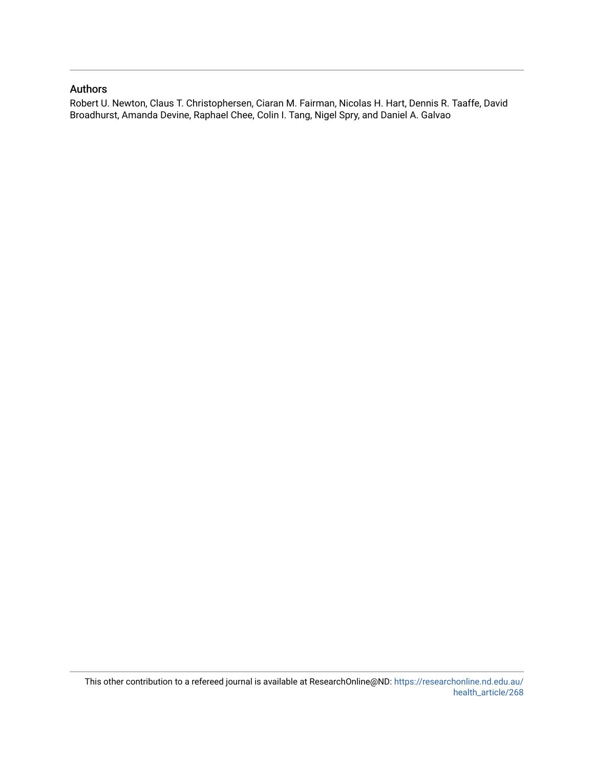## Authors

Robert U. Newton, Claus T. Christophersen, Ciaran M. Fairman, Nicolas H. Hart, Dennis R. Taaffe, David Broadhurst, Amanda Devine, Raphael Chee, Colin I. Tang, Nigel Spry, and Daniel A. Galvao

This other contribution to a refereed journal is available at ResearchOnline@ND: https://researchonline.nd.edu.au/health_article/268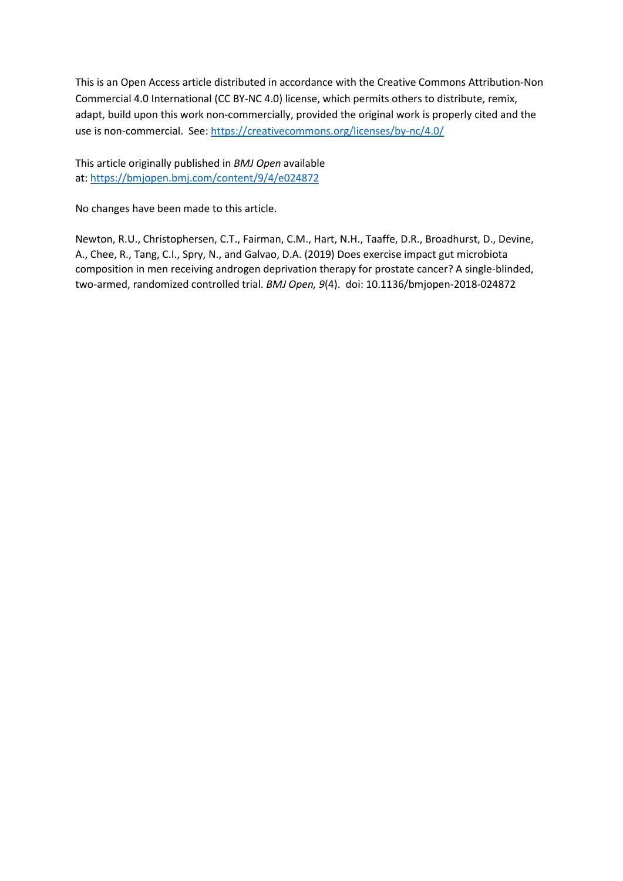This is an Open Access article distributed in accordance with the Creative Commons Attribution-Non Commercial 4.0 International (CC BY-NC 4.0) license, which permits others to distribute, remix, adapt, build upon this work non-commercially, provided the original work is properly cited and the use is non-commercial. See: https://creativecommons.org/licenses/by-nc/4.0/

This article originally published in *BMJ Open* available at: https://bmjopen.bmj.com/content/9/4/e024872

No changes have been made to this article.

Newton, R.U., Christophersen, C.T., Fairman, C.M., Hart, N.H., Taaffe, D.R., Broadhurst, D., Devine, A., Chee, R., Tang, C.I., Spry, N., and Galvao, D.A. (2019) Does exercise impact gut microbiota composition in men receiving androgen deprivation therapy for prostate cancer? A single-blinded, two-armed, randomized controlled trial. *BMJ Open, 9*(4). doi: 10.1136/bmjopen-2018-024872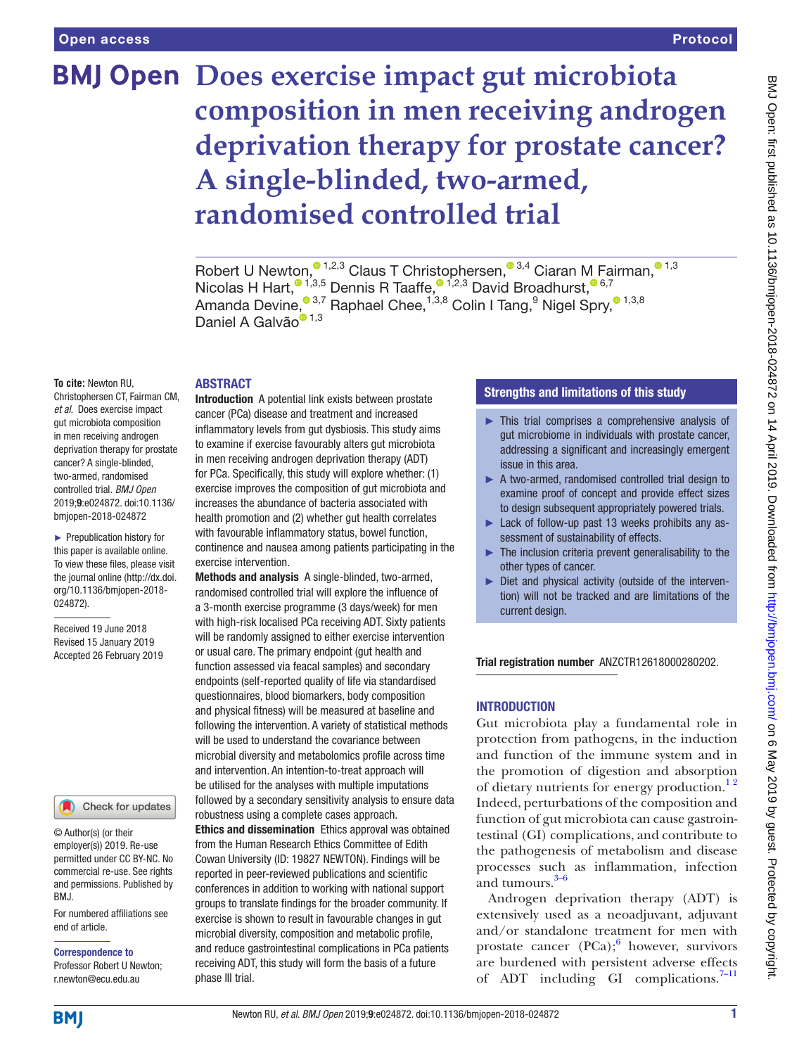# Does exercise impact gut microbiota composition in men receiving androgen deprivation therapy for prostate cancer? A single-blinded, two-armed, randomised controlled trial

Robert U Newton,[1,2,3] Claus T Christophersen,[3,4] Ciaran M Fairman,[1,3] Nicolas H Hart,[1,3,5] Dennis R Taaffe,[1,2,3] David Broadhurst,[6,7] Amanda Devine,[3,7] Raphael Chee,[1,3,8] Colin I Tang,[9] Nigel Spry,[1,3,8] Daniel A Galvão[1,3]

**To cite:** Newton RU, Christophersen CT, Fairman CM, *et al*. Does exercise impact gut microbiota composition in men receiving androgen deprivation therapy for prostate cancer? A single-blinded, two-armed, randomised controlled trial. *BMJ Open* 2019;**9**:e024872. doi:10.1136/bmjopen-2018-024872

► Prepublication history for this paper is available online. To view these files, please visit the journal online (http://dx.doi.org/10.1136/bmjopen-2018-024872).

Received 19 June 2018
Revised 15 January 2019
Accepted 26 February 2019

© Author(s) (or their employer(s)) 2019. Re-use permitted under CC BY-NC. No commercial re-use. See rights and permissions. Published by BMJ.

For numbered affiliations see end of article.

**Correspondence to**
Professor Robert U Newton; r.newton@ecu.edu.au

## ABSTRACT

**Introduction** A potential link exists between prostate cancer (PCa) disease and treatment and increased inflammatory levels from gut dysbiosis. This study aims to examine if exercise favourably alters gut microbiota in men receiving androgen deprivation therapy (ADT) for PCa. Specifically, this study will explore whether: (1) exercise improves the composition of gut microbiota and increases the abundance of bacteria associated with health promotion and (2) whether gut health correlates with favourable inflammatory status, bowel function, continence and nausea among patients participating in the exercise intervention.

**Methods and analysis** A single-blinded, two-armed, randomised controlled trial will explore the influence of a 3-month exercise programme (3 days/week) for men with high-risk localised PCa receiving ADT. Sixty patients will be randomly assigned to either exercise intervention or usual care. The primary endpoint (gut health and function assessed via feacal samples) and secondary endpoints (self-reported quality of life via standardised questionnaires, blood biomarkers, body composition and physical fitness) will be measured at baseline and following the intervention. A variety of statistical methods will be used to understand the covariance between microbial diversity and metabolomics profile across time and intervention. An intention-to-treat approach will be utilised for the analyses with multiple imputations followed by a secondary sensitivity analysis to ensure data robustness using a complete cases approach.

**Ethics and dissemination** Ethics approval was obtained from the Human Research Ethics Committee of Edith Cowan University (ID: 19827 NEWTON). Findings will be reported in peer-reviewed publications and scientific conferences in addition to working with national support groups to translate findings for the broader community. If exercise is shown to result in favourable changes in gut microbial diversity, composition and metabolic profile, and reduce gastrointestinal complications in PCa patients receiving ADT, this study will form the basis of a future phase III trial.

## Strengths and limitations of this study

- ► This trial comprises a comprehensive analysis of gut microbiome in individuals with prostate cancer, addressing a significant and increasingly emergent issue in this area.
- ► A two-armed, randomised controlled trial design to examine proof of concept and provide effect sizes to design subsequent appropriately powered trials.
- ► Lack of follow-up past 13 weeks prohibits any assessment of sustainability of effects.
- ► The inclusion criteria prevent generalisability to the other types of cancer.
- ► Diet and physical activity (outside of the intervention) will not be tracked and are limitations of the current design.

**Trial registration number** ANZCTR12618000280202.

## INTRODUCTION

Gut microbiota play a fundamental role in protection from pathogens, in the induction and function of the immune system and in the promotion of digestion and absorption of dietary nutrients for energy production.[1,2] Indeed, perturbations of the composition and function of gut microbiota can cause gastrointestinal (GI) complications, and contribute to the pathogenesis of metabolism and disease processes such as inflammation, infection and tumours.[3–6]

Androgen deprivation therapy (ADT) is extensively used as a neoadjuvant, adjuvant and/or standalone treatment for men with prostate cancer (PCa);[6] however, survivors are burdened with persistent adverse effects of ADT including GI complications.[7–11]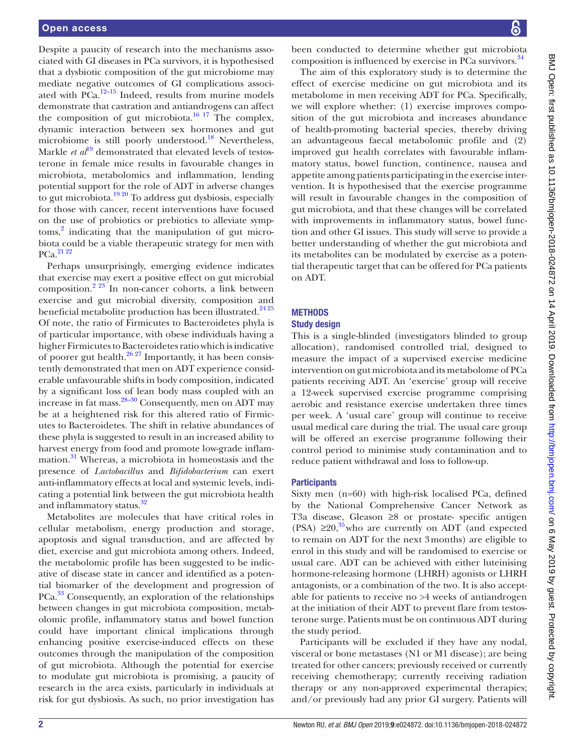Despite a paucity of research into the mechanisms associated with GI diseases in PCa survivors, it is hypothesised that a dysbiotic composition of the gut microbiome may mediate negative outcomes of GI complications associated with PCa.[12–15] Indeed, results from murine models demonstrate that castration and antiandrogens can affect the composition of gut microbiota.[16 17] The complex, dynamic interaction between sex hormones and gut microbiome is still poorly understood.[18] Nevertheless, Markle *et al*[19] demonstrated that elevated levels of testosterone in female mice results in favourable changes in microbiota, metabolomics and inflammation, lending potential support for the role of ADT in adverse changes to gut microbiota.[19 20] To address gut dysbiosis, especially for those with cancer, recent interventions have focused on the use of probiotics or prebiotics to alleviate symptoms,[2] indicating that the manipulation of gut microbiota could be a viable therapeutic strategy for men with PCa.[21 22]

Perhaps unsurprisingly, emerging evidence indicates that exercise may exert a positive effect on gut microbial composition.[2 23] In non-cancer cohorts, a link between exercise and gut microbial diversity, composition and beneficial metabolite production has been illustrated.[24 25] Of note, the ratio of Firmicutes to Bacteroidetes phyla is of particular importance, with obese individuals having a higher Firmicutes to Bacteroidetes ratio which is indicative of poorer gut health.[26 27] Importantly, it has been consistently demonstrated that men on ADT experience considerable unfavourable shifts in body composition, indicated by a significant loss of lean body mass coupled with an increase in fat mass.[28–30] Consequently, men on ADT may be at a heightened risk for this altered ratio of Firmicutes to Bacteroidetes. The shift in relative abundances of these phyla is suggested to result in an increased ability to harvest energy from food and promote low-grade inflammation.[31] Whereas, a microbiota in homeostasis and the presence of *Lactobacillus* and *Bifidobacterium* can exert anti-inflammatory effects at local and systemic levels, indicating a potential link between the gut microbiota health and inflammatory status.[32]

Metabolites are molecules that have critical roles in cellular metabolism, energy production and storage, apoptosis and signal transduction, and are affected by diet, exercise and gut microbiota among others. Indeed, the metabolomic profile has been suggested to be indicative of disease state in cancer and identified as a potential biomarker of the development and progression of PCa.[33] Consequently, an exploration of the relationships between changes in gut microbiota composition, metabolomic profile, inflammatory status and bowel function could have important clinical implications through enhancing positive exercise-induced effects on these outcomes through the manipulation of the composition of gut microbiota. Although the potential for exercise to modulate gut microbiota is promising, a paucity of research in the area exists, particularly in individuals at risk for gut dysbiosis. As such, no prior investigation has been conducted to determine whether gut microbiota composition is influenced by exercise in PCa survivors.[34]

The aim of this exploratory study is to determine the effect of exercise medicine on gut microbiota and its metabolome in men receiving ADT for PCa. Specifically, we will explore whether: (1) exercise improves composition of the gut microbiota and increases abundance of health-promoting bacterial species, thereby driving an advantageous faecal metabolomic profile and (2) improved gut health correlates with favourable inflammatory status, bowel function, continence, nausea and appetite among patients participating in the exercise intervention. It is hypothesised that the exercise programme will result in favourable changes in the composition of gut microbiota, and that these changes will be correlated with improvements in inflammatory status, bowel function and other GI issues. This study will serve to provide a better understanding of whether the gut microbiota and its metabolites can be modulated by exercise as a potential therapeutic target that can be offered for PCa patients on ADT.

## METHODS

### Study design

This is a single-blinded (investigators blinded to group allocation), randomised controlled trial, designed to measure the impact of a supervised exercise medicine intervention on gut microbiota and its metabolome of PCa patients receiving ADT. An 'exercise' group will receive a 12-week supervised exercise programme comprising aerobic and resistance exercise undertaken three times per week. A 'usual care' group will continue to receive usual medical care during the trial. The usual care group will be offered an exercise programme following their control period to minimise study contamination and to reduce patient withdrawal and loss to follow-up.

### Participants

Sixty men (n=60) with high-risk localised PCa, defined by the National Comprehensive Cancer Network as T3a disease, Gleason ≥8 or prostate- specific antigen (PSA) ≥20,[35] who are currently on ADT (and expected to remain on ADT for the next 3 months) are eligible to enrol in this study and will be randomised to exercise or usual care. ADT can be achieved with either luteinising hormone-releasing hormone (LHRH) agonists or LHRH antagonists, or a combination of the two. It is also acceptable for patients to receive no >4 weeks of antiandrogen at the initiation of their ADT to prevent flare from testosterone surge. Patients must be on continuous ADT during the study period.

Participants will be excluded if they have any nodal, visceral or bone metastases (N1 or M1 disease); are being treated for other cancers; previously received or currently receiving chemotherapy; currently receiving radiation therapy or any non-approved experimental therapies; and/or previously had any prior GI surgery. Patients will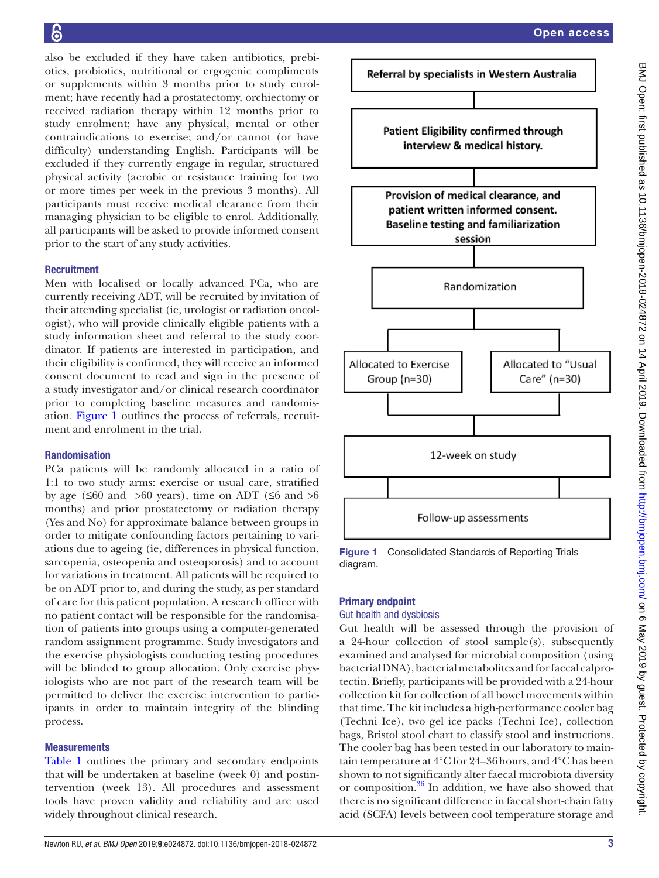also be excluded if they have taken antibiotics, prebiotics, probiotics, nutritional or ergogenic compliments or supplements within 3 months prior to study enrolment; have recently had a prostatectomy, orchiectomy or received radiation therapy within 12 months prior to study enrolment; have any physical, mental or other contraindications to exercise; and/or cannot (or have difficulty) understanding English. Participants will be excluded if they currently engage in regular, structured physical activity (aerobic or resistance training for two or more times per week in the previous 3 months). All participants must receive medical clearance from their managing physician to be eligible to enrol. Additionally, all participants will be asked to provide informed consent prior to the start of any study activities.

### Recruitment

Men with localised or locally advanced PCa, who are currently receiving ADT, will be recruited by invitation of their attending specialist (ie, urologist or radiation oncologist), who will provide clinically eligible patients with a study information sheet and referral to the study coordinator. If patients are interested in participation, and their eligibility is confirmed, they will receive an informed consent document to read and sign in the presence of a study investigator and/or clinical research coordinator prior to completing baseline measures and randomisation. Figure 1 outlines the process of referrals, recruitment and enrolment in the trial.

### Randomisation

PCa patients will be randomly allocated in a ratio of 1:1 to two study arms: exercise or usual care, stratified by age (≤60 and >60 years), time on ADT (≤6 and >6 months) and prior prostatectomy or radiation therapy (Yes and No) for approximate balance between groups in order to mitigate confounding factors pertaining to variations due to ageing (ie, differences in physical function, sarcopenia, osteopenia and osteoporosis) and to account for variations in treatment. All patients will be required to be on ADT prior to, and during the study, as per standard of care for this patient population. A research officer with no patient contact will be responsible for the randomisation of patients into groups using a computer-generated random assignment programme. Study investigators and the exercise physiologists conducting testing procedures will be blinded to group allocation. Only exercise physiologists who are not part of the research team will be permitted to deliver the exercise intervention to participants in order to maintain integrity of the blinding process.

### Measurements

Table 1 outlines the primary and secondary endpoints that will be undertaken at baseline (week 0) and postintervention (week 13). All procedures and assessment tools have proven validity and reliability and are used widely throughout clinical research.

Referral by specialists in Western Australia
→ Patient Eligibility confirmed through interview & medical history.
→ Provision of medical clearance, and patient written informed consent. Baseline testing and familiarization session
→ Randomization
→ Allocated to Exercise Group (n=30) | Allocated to "Usual Care" (n=30)
→ 12-week on study
→ Follow-up assessments

**Figure 1** Consolidated Standards of Reporting Trials diagram.

### Primary endpoint

#### Gut health and dysbiosis

Gut health will be assessed through the provision of a 24-hour collection of stool sample(s), subsequently examined and analysed for microbial composition (using bacterial DNA), bacterial metabolites and for faecal calprotectin. Briefly, participants will be provided with a 24-hour collection kit for collection of all bowel movements within that time. The kit includes a high-performance cooler bag (Techni Ice), two gel ice packs (Techni Ice), collection bags, Bristol stool chart to classify stool and instructions. The cooler bag has been tested in our laboratory to maintain temperature at 4°C for 24–36 hours, and 4°C has been shown to not significantly alter faecal microbiota diversity or composition.[36] In addition, we have also showed that there is no significant difference in faecal short-chain fatty acid (SCFA) levels between cool temperature storage and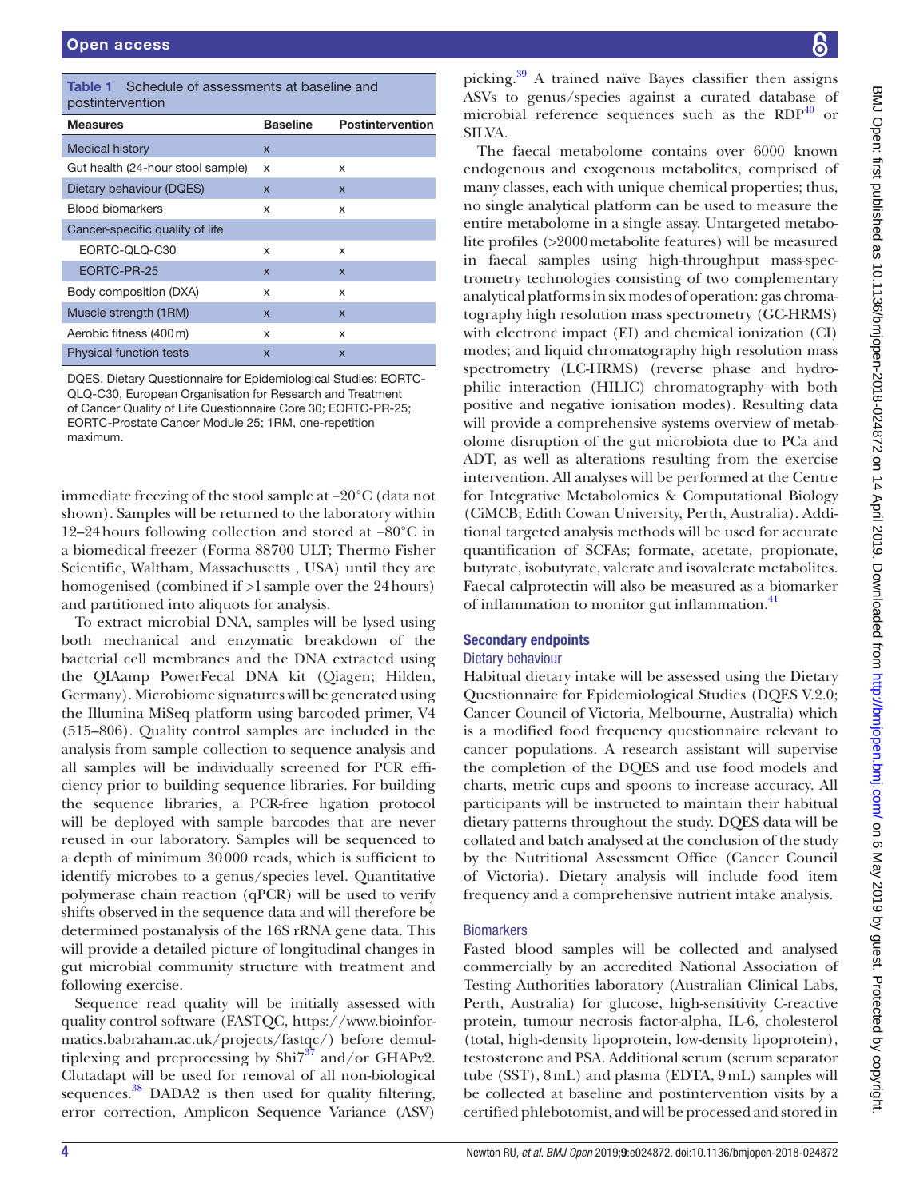**Table 1** Schedule of assessments at baseline and postintervention

| Measures | Baseline | Postintervention |
|---|---|---|
| Medical history | x | |
| Gut health (24-hour stool sample) | x | x |
| Dietary behaviour (DQES) | x | x |
| Blood biomarkers | x | x |
| Cancer-specific quality of life | | |
| EORTC-QLQ-C30 | x | x |
| EORTC-PR-25 | x | x |
| Body composition (DXA) | x | x |
| Muscle strength (1RM) | x | x |
| Aerobic fitness (400 m) | x | x |
| Physical function tests | x | x |

DQES, Dietary Questionnaire for Epidemiological Studies; EORTC-QLQ-C30, European Organisation for Research and Treatment of Cancer Quality of Life Questionnaire Core 30; EORTC-PR-25; EORTC-Prostate Cancer Module 25; 1RM, one-repetition maximum.

immediate freezing of the stool sample at −20°C (data not shown). Samples will be returned to the laboratory within 12–24 hours following collection and stored at −80°C in a biomedical freezer (Forma 88700 ULT; Thermo Fisher Scientific, Waltham, Massachusetts , USA) until they are homogenised (combined if >1 sample over the 24 hours) and partitioned into aliquots for analysis.

To extract microbial DNA, samples will be lysed using both mechanical and enzymatic breakdown of the bacterial cell membranes and the DNA extracted using the QIAamp PowerFecal DNA kit (Qiagen; Hilden, Germany). Microbiome signatures will be generated using the Illumina MiSeq platform using barcoded primer, V4 (515–806). Quality control samples are included in the analysis from sample collection to sequence analysis and all samples will be individually screened for PCR efficiency prior to building sequence libraries. For building the sequence libraries, a PCR-free ligation protocol will be deployed with sample barcodes that are never reused in our laboratory. Samples will be sequenced to a depth of minimum 30 000 reads, which is sufficient to identify microbes to a genus/species level. Quantitative polymerase chain reaction (qPCR) will be used to verify shifts observed in the sequence data and will therefore be determined postanalysis of the 16S rRNA gene data. This will provide a detailed picture of longitudinal changes in gut microbial community structure with treatment and following exercise.

Sequence read quality will be initially assessed with quality control software (FASTQC, https://www.bioinformatics.babraham.ac.uk/projects/fastqc/) before demultiplexing and preprocessing by Shi7[37] and/or GHAPv2. Clutadapt will be used for removal of all non-biological sequences.[38] DADA2 is then used for quality filtering, error correction, Amplicon Sequence Variance (ASV) picking.[39] A trained naïve Bayes classifier then assigns ASVs to genus/species against a curated database of microbial reference sequences such as the RDP[40] or SILVA.

The faecal metabolome contains over 6000 known endogenous and exogenous metabolites, comprised of many classes, each with unique chemical properties; thus, no single analytical platform can be used to measure the entire metabolome in a single assay. Untargeted metabolite profiles (>2000 metabolite features) will be measured in faecal samples using high-throughput mass-spectrometry technologies consisting of two complementary analytical platforms in six modes of operation: gas chromatography high resolution mass spectrometry (GC-HRMS) with electronc impact (EI) and chemical ionization (CI) modes; and liquid chromatography high resolution mass spectrometry (LC-HRMS) (reverse phase and hydrophilic interaction (HILIC) chromatography with both positive and negative ionisation modes). Resulting data will provide a comprehensive systems overview of metabolome disruption of the gut microbiota due to PCa and ADT, as well as alterations resulting from the exercise intervention. All analyses will be performed at the Centre for Integrative Metabolomics & Computational Biology (CiMCB; Edith Cowan University, Perth, Australia). Additional targeted analysis methods will be used for accurate quantification of SCFAs; formate, acetate, propionate, butyrate, isobutyrate, valerate and isovalerate metabolites. Faecal calprotectin will also be measured as a biomarker of inflammation to monitor gut inflammation.[41]

## Secondary endpoints

### Dietary behaviour

Habitual dietary intake will be assessed using the Dietary Questionnaire for Epidemiological Studies (DQES V.2.0; Cancer Council of Victoria, Melbourne, Australia) which is a modified food frequency questionnaire relevant to cancer populations. A research assistant will supervise the completion of the DQES and use food models and charts, metric cups and spoons to increase accuracy. All participants will be instructed to maintain their habitual dietary patterns throughout the study. DQES data will be collated and batch analysed at the conclusion of the study by the Nutritional Assessment Office (Cancer Council of Victoria). Dietary analysis will include food item frequency and a comprehensive nutrient intake analysis.

### Biomarkers

Fasted blood samples will be collected and analysed commercially by an accredited National Association of Testing Authorities laboratory (Australian Clinical Labs, Perth, Australia) for glucose, high-sensitivity C-reactive protein, tumour necrosis factor-alpha, IL-6, cholesterol (total, high-density lipoprotein, low-density lipoprotein), testosterone and PSA. Additional serum (serum separator tube (SST), 8 mL) and plasma (EDTA, 9 mL) samples will be collected at baseline and postintervention visits by a certified phlebotomist, and will be processed and stored in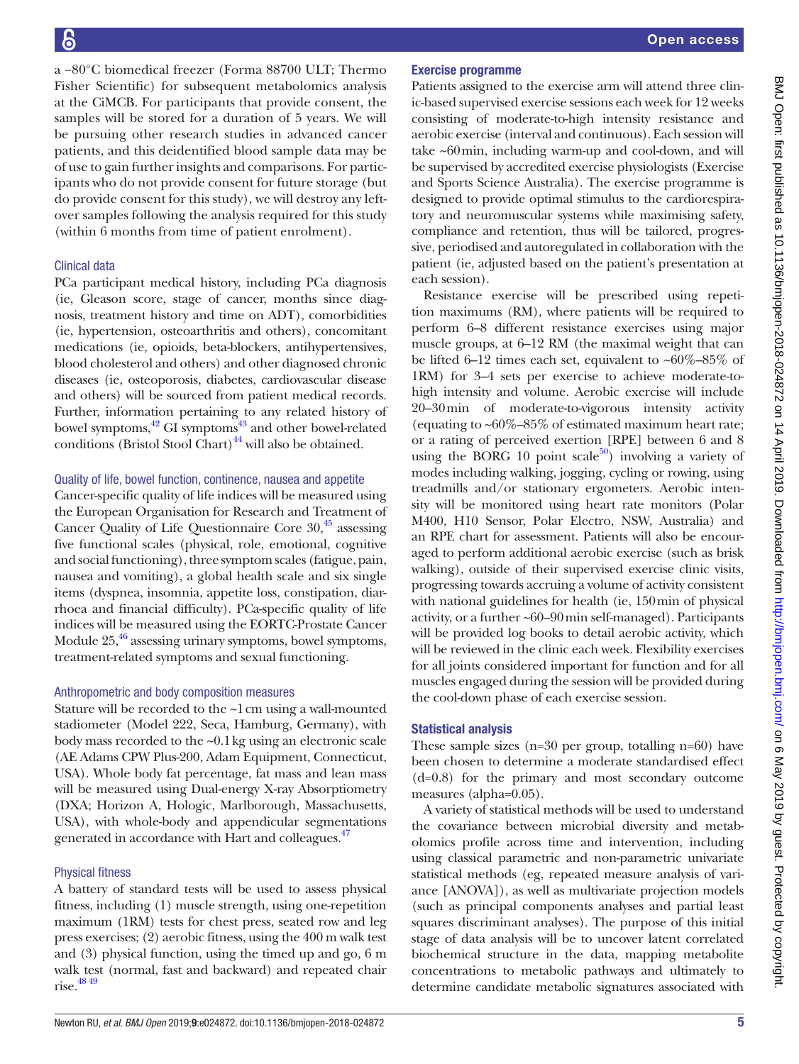a −80°C biomedical freezer (Forma 88700 ULT; Thermo Fisher Scientific) for subsequent metabolomics analysis at the CiMCB. For participants that provide consent, the samples will be stored for a duration of 5 years. We will be pursuing other research studies in advanced cancer patients, and this deidentified blood sample data may be of use to gain further insights and comparisons. For participants who do not provide consent for future storage (but do provide consent for this study), we will destroy any leftover samples following the analysis required for this study (within 6 months from time of patient enrolment).

### Clinical data

PCa participant medical history, including PCa diagnosis (ie, Gleason score, stage of cancer, months since diagnosis, treatment history and time on ADT), comorbidities (ie, hypertension, osteoarthritis and others), concomitant medications (ie, opioids, beta-blockers, antihypertensives, blood cholesterol and others) and other diagnosed chronic diseases (ie, osteoporosis, diabetes, cardiovascular disease and others) will be sourced from patient medical records. Further, information pertaining to any related history of bowel symptoms,[42] GI symptoms[43] and other bowel-related conditions (Bristol Stool Chart)[44] will also be obtained.

### Quality of life, bowel function, continence, nausea and appetite

Cancer-specific quality of life indices will be measured using the European Organisation for Research and Treatment of Cancer Quality of Life Questionnaire Core 30,[45] assessing five functional scales (physical, role, emotional, cognitive and social functioning), three symptom scales (fatigue, pain, nausea and vomiting), a global health scale and six single items (dyspnea, insomnia, appetite loss, constipation, diarrhoea and financial difficulty). PCa-specific quality of life indices will be measured using the EORTC-Prostate Cancer Module 25,[46] assessing urinary symptoms, bowel symptoms, treatment-related symptoms and sexual functioning.

### Anthropometric and body composition measures

Stature will be recorded to the ~1 cm using a wall-mounted stadiometer (Model 222, Seca, Hamburg, Germany), with body mass recorded to the ~0.1 kg using an electronic scale (AE Adams CPW Plus-200, Adam Equipment, Connecticut, USA). Whole body fat percentage, fat mass and lean mass will be measured using Dual-energy X-ray Absorptiometry (DXA; Horizon A, Hologic, Marlborough, Massachusetts, USA), with whole-body and appendicular segmentations generated in accordance with Hart and colleagues.[47]

### Physical fitness

A battery of standard tests will be used to assess physical fitness, including (1) muscle strength, using one-repetition maximum (1RM) tests for chest press, seated row and leg press exercises; (2) aerobic fitness, using the 400 m walk test and (3) physical function, using the timed up and go, 6 m walk test (normal, fast and backward) and repeated chair rise.[48 49]

## Exercise programme

Patients assigned to the exercise arm will attend three clinic-based supervised exercise sessions each week for 12 weeks consisting of moderate-to-high intensity resistance and aerobic exercise (interval and continuous). Each session will take ~60 min, including warm-up and cool-down, and will be supervised by accredited exercise physiologists (Exercise and Sports Science Australia). The exercise programme is designed to provide optimal stimulus to the cardiorespiratory and neuromuscular systems while maximising safety, compliance and retention, thus will be tailored, progressive, periodised and autoregulated in collaboration with the patient (ie, adjusted based on the patient's presentation at each session).

Resistance exercise will be prescribed using repetition maximums (RM), where patients will be required to perform 6–8 different resistance exercises using major muscle groups, at 6–12 RM (the maximal weight that can be lifted 6–12 times each set, equivalent to ~60%–85% of 1RM) for 3–4 sets per exercise to achieve moderate-to-high intensity and volume. Aerobic exercise will include 20–30 min of moderate-to-vigorous intensity activity (equating to ~60%–85% of estimated maximum heart rate; or a rating of perceived exertion [RPE] between 6 and 8 using the BORG 10 point scale[50]) involving a variety of modes including walking, jogging, cycling or rowing, using treadmills and/or stationary ergometers. Aerobic intensity will be monitored using heart rate monitors (Polar M400, H10 Sensor, Polar Electro, NSW, Australia) and an RPE chart for assessment. Patients will also be encouraged to perform additional aerobic exercise (such as brisk walking), outside of their supervised exercise clinic visits, progressing towards accruing a volume of activity consistent with national guidelines for health (ie, 150 min of physical activity, or a further ~60–90 min self-managed). Participants will be provided log books to detail aerobic activity, which will be reviewed in the clinic each week. Flexibility exercises for all joints considered important for function and for all muscles engaged during the session will be provided during the cool-down phase of each exercise session.

## Statistical analysis

These sample sizes (n=30 per group, totalling n=60) have been chosen to determine a moderate standardised effect (d=0.8) for the primary and most secondary outcome measures (alpha=0.05).

A variety of statistical methods will be used to understand the covariance between microbial diversity and metabolomics profile across time and intervention, including using classical parametric and non-parametric univariate statistical methods (eg, repeated measure analysis of variance [ANOVA]), as well as multivariate projection models (such as principal components analyses and partial least squares discriminant analyses). The purpose of this initial stage of data analysis will be to uncover latent correlated biochemical structure in the data, mapping metabolite concentrations to metabolic pathways and ultimately to determine candidate metabolic signatures associated with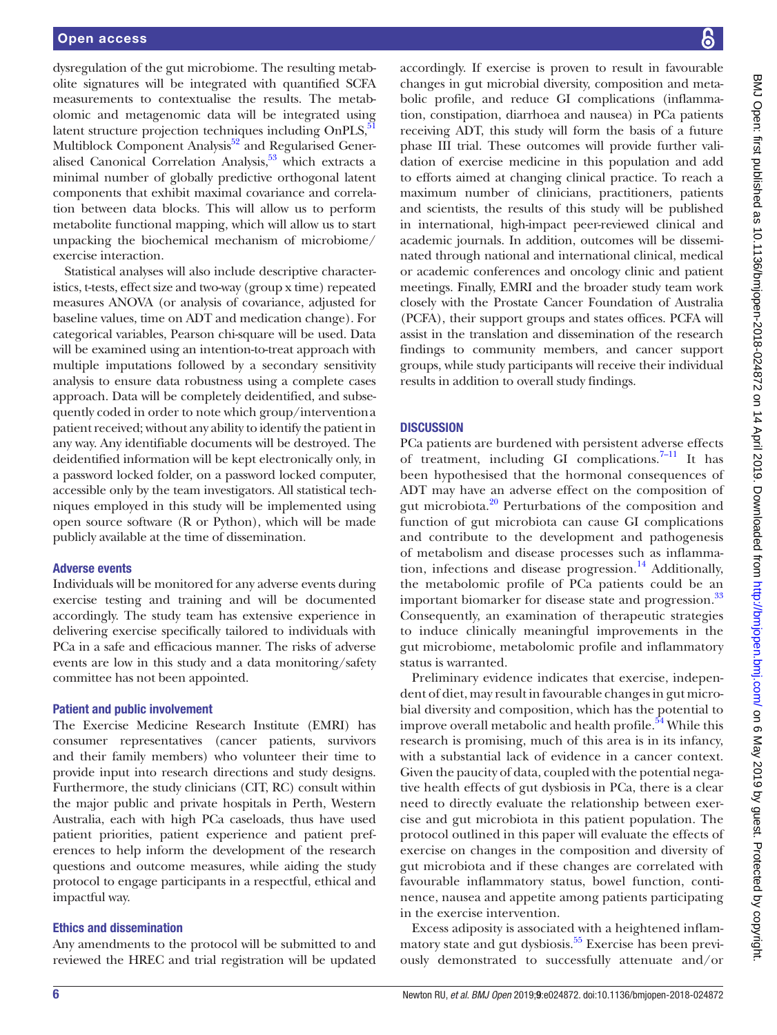dysregulation of the gut microbiome. The resulting metabolite signatures will be integrated with quantified SCFA measurements to contextualise the results. The metabolomic and metagenomic data will be integrated using latent structure projection techniques including OnPLS,[51] Multiblock Component Analysis[52] and Regularised Generalised Canonical Correlation Analysis,[53] which extracts a minimal number of globally predictive orthogonal latent components that exhibit maximal covariance and correlation between data blocks. This will allow us to perform metabolite functional mapping, which will allow us to start unpacking the biochemical mechanism of microbiome/exercise interaction.

Statistical analyses will also include descriptive characteristics, t-tests, effect size and two-way (group x time) repeated measures ANOVA (or analysis of covariance, adjusted for baseline values, time on ADT and medication change). For categorical variables, Pearson chi-square will be used. Data will be examined using an intention-to-treat approach with multiple imputations followed by a secondary sensitivity analysis to ensure data robustness using a complete cases approach. Data will be completely deidentified, and subsequently coded in order to note which group/intervention a patient received; without any ability to identify the patient in any way. Any identifiable documents will be destroyed. The deidentified information will be kept electronically only, in a password locked folder, on a password locked computer, accessible only by the team investigators. All statistical techniques employed in this study will be implemented using open source software (R or Python), which will be made publicly available at the time of dissemination.

### Adverse events

Individuals will be monitored for any adverse events during exercise testing and training and will be documented accordingly. The study team has extensive experience in delivering exercise specifically tailored to individuals with PCa in a safe and efficacious manner. The risks of adverse events are low in this study and a data monitoring/safety committee has not been appointed.

### Patient and public involvement

The Exercise Medicine Research Institute (EMRI) has consumer representatives (cancer patients, survivors and their family members) who volunteer their time to provide input into research directions and study designs. Furthermore, the study clinicians (CIT, RC) consult within the major public and private hospitals in Perth, Western Australia, each with high PCa caseloads, thus have used patient priorities, patient experience and patient preferences to help inform the development of the research questions and outcome measures, while aiding the study protocol to engage participants in a respectful, ethical and impactful way.

### Ethics and dissemination

Any amendments to the protocol will be submitted to and reviewed the HREC and trial registration will be updated accordingly. If exercise is proven to result in favourable changes in gut microbial diversity, composition and metabolic profile, and reduce GI complications (inflammation, constipation, diarrhoea and nausea) in PCa patients receiving ADT, this study will form the basis of a future phase III trial. These outcomes will provide further validation of exercise medicine in this population and add to efforts aimed at changing clinical practice. To reach a maximum number of clinicians, practitioners, patients and scientists, the results of this study will be published in international, high-impact peer-reviewed clinical and academic journals. In addition, outcomes will be disseminated through national and international clinical, medical or academic conferences and oncology clinic and patient meetings. Finally, EMRI and the broader study team work closely with the Prostate Cancer Foundation of Australia (PCFA), their support groups and states offices. PCFA will assist in the translation and dissemination of the research findings to community members, and cancer support groups, while study participants will receive their individual results in addition to overall study findings.

## DISCUSSION

PCa patients are burdened with persistent adverse effects of treatment, including GI complications.[7–11] It has been hypothesised that the hormonal consequences of ADT may have an adverse effect on the composition of gut microbiota.[20] Perturbations of the composition and function of gut microbiota can cause GI complications and contribute to the development and pathogenesis of metabolism and disease processes such as inflammation, infections and disease progression.[14] Additionally, the metabolomic profile of PCa patients could be an important biomarker for disease state and progression.[33] Consequently, an examination of therapeutic strategies to induce clinically meaningful improvements in the gut microbiome, metabolomic profile and inflammatory status is warranted.

Preliminary evidence indicates that exercise, independent of diet, may result in favourable changes in gut microbial diversity and composition, which has the potential to improve overall metabolic and health profile.[54] While this research is promising, much of this area is in its infancy, with a substantial lack of evidence in a cancer context. Given the paucity of data, coupled with the potential negative health effects of gut dysbiosis in PCa, there is a clear need to directly evaluate the relationship between exercise and gut microbiota in this patient population. The protocol outlined in this paper will evaluate the effects of exercise on changes in the composition and diversity of gut microbiota and if these changes are correlated with favourable inflammatory status, bowel function, continence, nausea and appetite among patients participating in the exercise intervention.

Excess adiposity is associated with a heightened inflammatory state and gut dysbiosis.[55] Exercise has been previously demonstrated to successfully attenuate and/or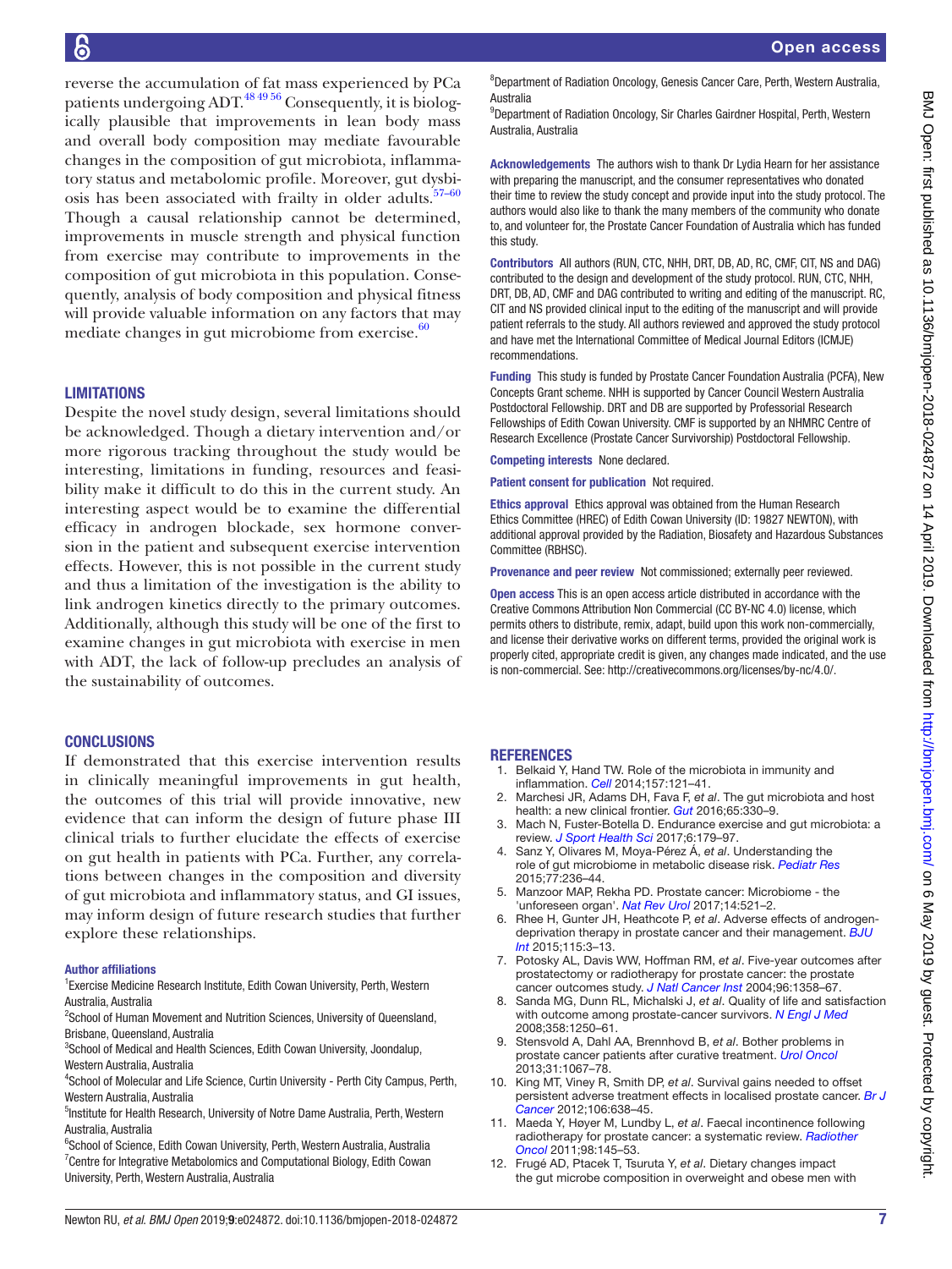reverse the accumulation of fat mass experienced by PCa patients undergoing ADT.[48 49 56] Consequently, it is biologically plausible that improvements in lean body mass and overall body composition may mediate favourable changes in the composition of gut microbiota, inflammatory status and metabolomic profile. Moreover, gut dysbiosis has been associated with frailty in older adults.[57–60] Though a causal relationship cannot be determined, improvements in muscle strength and physical function from exercise may contribute to improvements in the composition of gut microbiota in this population. Consequently, analysis of body composition and physical fitness will provide valuable information on any factors that may mediate changes in gut microbiome from exercise.[60]

## LIMITATIONS

Despite the novel study design, several limitations should be acknowledged. Though a dietary intervention and/or more rigorous tracking throughout the study would be interesting, limitations in funding, resources and feasibility make it difficult to do this in the current study. An interesting aspect would be to examine the differential efficacy in androgen blockade, sex hormone conversion in the patient and subsequent exercise intervention effects. However, this is not possible in the current study and thus a limitation of the investigation is the ability to link androgen kinetics directly to the primary outcomes. Additionally, although this study will be one of the first to examine changes in gut microbiota with exercise in men with ADT, the lack of follow-up precludes an analysis of the sustainability of outcomes.

## CONCLUSIONS

If demonstrated that this exercise intervention results in clinically meaningful improvements in gut health, the outcomes of this trial will provide innovative, new evidence that can inform the design of future phase III clinical trials to further elucidate the effects of exercise on gut health in patients with PCa. Further, any correlations between changes in the composition and diversity of gut microbiota and inflammatory status, and GI issues, may inform design of future research studies that further explore these relationships.

#### Author affiliations

[1]Exercise Medicine Research Institute, Edith Cowan University, Perth, Western Australia, Australia
[2]School of Human Movement and Nutrition Sciences, University of Queensland, Brisbane, Queensland, Australia
[3]School of Medical and Health Sciences, Edith Cowan University, Joondalup, Western Australia, Australia
[4]School of Molecular and Life Science, Curtin University - Perth City Campus, Perth, Western Australia, Australia
[5]Institute for Health Research, University of Notre Dame Australia, Perth, Western Australia, Australia
[6]School of Science, Edith Cowan University, Perth, Western Australia, Australia
[7]Centre for Integrative Metabolomics and Computational Biology, Edith Cowan University, Perth, Western Australia, Australia
[8]Department of Radiation Oncology, Genesis Cancer Care, Perth, Western Australia, Australia
[9]Department of Radiation Oncology, Sir Charles Gairdner Hospital, Perth, Western Australia, Australia

**Acknowledgements** The authors wish to thank Dr Lydia Hearn for her assistance with preparing the manuscript, and the consumer representatives who donated their time to review the study concept and provide input into the study protocol. The authors would also like to thank the many members of the community who donate to, and volunteer for, the Prostate Cancer Foundation of Australia which has funded this study.

**Contributors** All authors (RUN, CTC, NHH, DRT, DB, AD, RC, CMF, CIT, NS and DAG) contributed to the design and development of the study protocol. RUN, CTC, NHH, DRT, DB, AD, CMF and DAG contributed to writing and editing of the manuscript. RC, CIT and NS provided clinical input to the editing of the manuscript and will provide patient referrals to the study. All authors reviewed and approved the study protocol and have met the International Committee of Medical Journal Editors (ICMJE) recommendations.

**Funding** This study is funded by Prostate Cancer Foundation Australia (PCFA), New Concepts Grant scheme. NHH is supported by Cancer Council Western Australia Postdoctoral Fellowship. DRT and DB are supported by Professorial Research Fellowships of Edith Cowan University. CMF is supported by an NHMRC Centre of Research Excellence (Prostate Cancer Survivorship) Postdoctoral Fellowship.

**Competing interests** None declared.

**Patient consent for publication** Not required.

**Ethics approval** Ethics approval was obtained from the Human Research Ethics Committee (HREC) of Edith Cowan University (ID: 19827 NEWTON), with additional approval provided by the Radiation, Biosafety and Hazardous Substances Committee (RBHSC).

**Provenance and peer review** Not commissioned; externally peer reviewed.

**Open access** This is an open access article distributed in accordance with the Creative Commons Attribution Non Commercial (CC BY-NC 4.0) license, which permits others to distribute, remix, adapt, build upon this work non-commercially, and license their derivative works on different terms, provided the original work is properly cited, appropriate credit is given, any changes made indicated, and the use is non-commercial. See: http://creativecommons.org/licenses/by-nc/4.0/.

## REFERENCES

1. Belkaid Y, Hand TW. Role of the microbiota in immunity and inflammation. *Cell* 2014;157:121–41.
2. Marchesi JR, Adams DH, Fava F, *et al*. The gut microbiota and host health: a new clinical frontier. *Gut* 2016;65:330–9.
3. Mach N, Fuster-Botella D. Endurance exercise and gut microbiota: a review. *J Sport Health Sci* 2017;6:179–97.
4. Sanz Y, Olivares M, Moya-Pérez Á, *et al*. Understanding the role of gut microbiome in metabolic disease risk. *Pediatr Res* 2015;77:236–44.
5. Manzoor MAP, Rekha PD. Prostate cancer: Microbiome - the 'unforeseen organ'. *Nat Rev Urol* 2017;14:521–2.
6. Rhee H, Gunter JH, Heathcote P, *et al*. Adverse effects of androgen-deprivation therapy in prostate cancer and their management. *BJU Int* 2015;115:3–13.
7. Potosky AL, Davis WW, Hoffman RM, *et al*. Five-year outcomes after prostatectomy or radiotherapy for prostate cancer: the prostate cancer outcomes study. *J Natl Cancer Inst* 2004;96:1358–67.
8. Sanda MG, Dunn RL, Michalski J, *et al*. Quality of life and satisfaction with outcome among prostate-cancer survivors. *N Engl J Med* 2008;358:1250–61.
9. Stensvold A, Dahl AA, Brennhovd B, *et al*. Bother problems in prostate cancer patients after curative treatment. *Urol Oncol* 2013;31:1067–78.
10. King MT, Viney R, Smith DP, *et al*. Survival gains needed to offset persistent adverse treatment effects in localised prostate cancer. *Br J Cancer* 2012;106:638–45.
11. Maeda Y, Høyer M, Lundby L, *et al*. Faecal incontinence following radiotherapy for prostate cancer: a systematic review. *Radiother Oncol* 2011;98:145–53.
12. Frugé AD, Ptacek T, Tsuruta Y, *et al*. Dietary changes impact the gut microbe composition in overweight and obese men with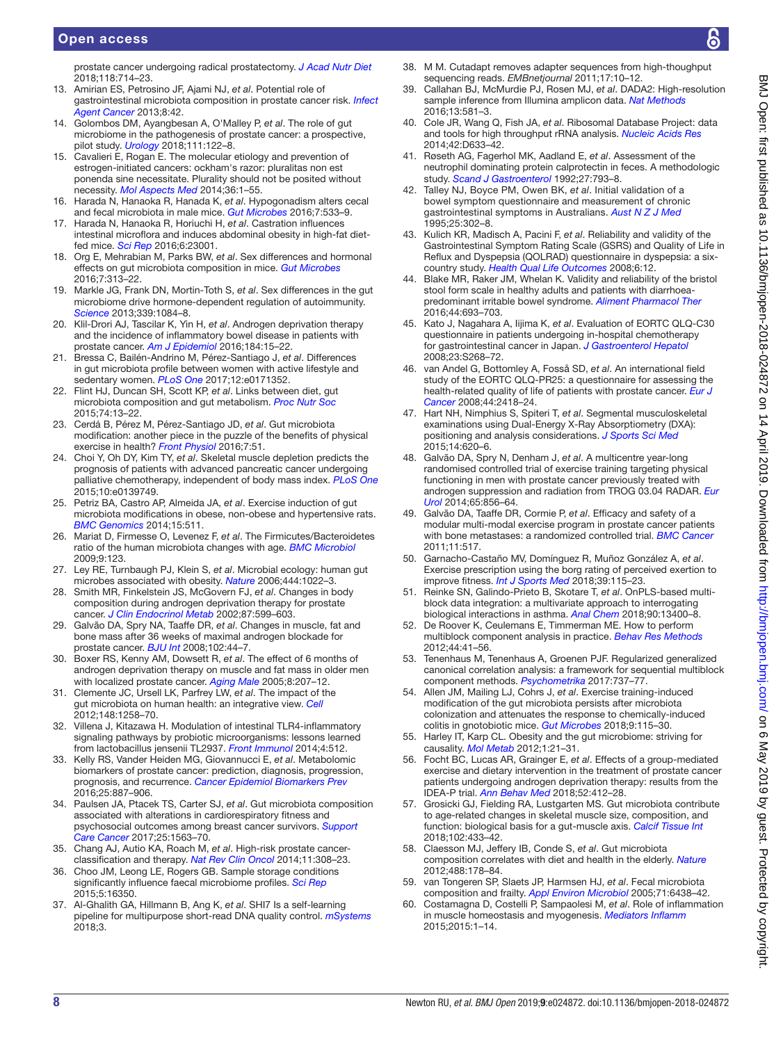prostate cancer undergoing radical prostatectomy. *J Acad Nutr Diet* 2018;118:714–23.

13. Amirian ES, Petrosino JF, Ajami NJ, *et al*. Potential role of gastrointestinal microbiota composition in prostate cancer risk. *Infect Agent Cancer* 2013;8:42.
14. Golombos DM, Ayangbesan A, O'Malley P, *et al*. The role of gut microbiome in the pathogenesis of prostate cancer: a prospective, pilot study. *Urology* 2018;111:122–8.
15. Cavalieri E, Rogan E. The molecular etiology and prevention of estrogen-initiated cancers: ockham's razor: pluralitas non est ponenda sine necessitate. Plurality should not be posited without necessity. *Mol Aspects Med* 2014;36:1–55.
16. Harada N, Hanaoka R, Hanada K, *et al*. Hypogonadism alters cecal and fecal microbiota in male mice. *Gut Microbes* 2016;7:533–9.
17. Harada N, Hanaoka R, Horiuchi H, *et al*. Castration influences intestinal microflora and induces abdominal obesity in high-fat diet-fed mice. *Sci Rep* 2016;6:23001.
18. Org E, Mehrabian M, Parks BW, *et al*. Sex differences and hormonal effects on gut microbiota composition in mice. *Gut Microbes* 2016;7:313–22.
19. Markle JG, Frank DN, Mortin-Toth S, *et al*. Sex differences in the gut microbiome drive hormone-dependent regulation of autoimmunity. *Science* 2013;339:1084–8.
20. Klil-Drori AJ, Tascilar K, Yin H, *et al*. Androgen deprivation therapy and the incidence of inflammatory bowel disease in patients with prostate cancer. *Am J Epidemiol* 2016;184:15–22.
21. Bressa C, Bailén-Andrino M, Pérez-Santiago J, *et al*. Differences in gut microbiota profile between women with active lifestyle and sedentary women. *PLoS One* 2017;12:e0171352.
22. Flint HJ, Duncan SH, Scott KP, *et al*. Links between diet, gut microbiota composition and gut metabolism. *Proc Nutr Soc* 2015;74:13–22.
23. Cerdá B, Pérez M, Pérez-Santiago JD, *et al*. Gut microbiota modification: another piece in the puzzle of the benefits of physical exercise in health? *Front Physiol* 2016;7:51.
24. Choi Y, Oh DY, Kim TY, *et al*. Skeletal muscle depletion predicts the prognosis of patients with advanced pancreatic cancer undergoing palliative chemotherapy, independent of body mass index. *PLoS One* 2015;10:e0139749.
25. Petriz BA, Castro AP, Almeida JA, *et al*. Exercise induction of gut microbiota modifications in obese, non-obese and hypertensive rats. *BMC Genomics* 2014;15:511.
26. Mariat D, Firmesse O, Levenez F, *et al*. The Firmicutes/Bacteroidetes ratio of the human microbiota changes with age. *BMC Microbiol* 2009;9:123.
27. Ley RE, Turnbaugh PJ, Klein S, *et al*. Microbial ecology: human gut microbes associated with obesity. *Nature* 2006;444:1022–3.
28. Smith MR, Finkelstein JS, McGovern FJ, *et al*. Changes in body composition during androgen deprivation therapy for prostate cancer. *J Clin Endocrinol Metab* 2002;87:599–603.
29. Galvão DA, Spry NA, Taaffe DR, *et al*. Changes in muscle, fat and bone mass after 36 weeks of maximal androgen blockade for prostate cancer. *BJU Int* 2008;102:44–7.
30. Boxer RS, Kenny AM, Dowsett R, *et al*. The effect of 6 months of androgen deprivation therapy on muscle and fat mass in older men with localized prostate cancer. *Aging Male* 2005;8:207–12.
31. Clemente JC, Ursell LK, Parfrey LW, *et al*. The impact of the gut microbiota on human health: an integrative view. *Cell* 2012;148:1258–70.
32. Villena J, Kitazawa H. Modulation of intestinal TLR4-inflammatory signaling pathways by probiotic microorganisms: lessons learned from lactobacillus jensenii TL2937. *Front Immunol* 2014;4:512.
33. Kelly RS, Vander Heiden MG, Giovannucci E, *et al*. Metabolomic biomarkers of prostate cancer: prediction, diagnosis, progression, prognosis, and recurrence. *Cancer Epidemiol Biomarkers Prev* 2016;25:887–906.
34. Paulsen JA, Ptacek TS, Carter SJ, *et al*. Gut microbiota composition associated with alterations in cardiorespiratory fitness and psychosocial outcomes among breast cancer survivors. *Support Care Cancer* 2017;25:1563–70.
35. Chang AJ, Autio KA, Roach M, *et al*. High-risk prostate cancer-classification and therapy. *Nat Rev Clin Oncol* 2014;11:308–23.
36. Choo JM, Leong LE, Rogers GB. Sample storage conditions significantly influence faecal microbiome profiles. *Sci Rep* 2015;5:16350.
37. Al-Ghalith GA, Hillmann B, Ang K, *et al*. SHI7 Is a self-learning pipeline for multipurpose short-read DNA quality control. *mSystems* 2018;3.
38. M M. Cutadapt removes adapter sequences from high-thoughput sequencing reads. *EMBnetjournal* 2011;17:10–12.
39. Callahan BJ, McMurdie PJ, Rosen MJ, *et al*. DADA2: High-resolution sample inference from Illumina amplicon data. *Nat Methods* 2016;13:581–3.
40. Cole JR, Wang Q, Fish JA, *et al*. Ribosomal Database Project: data and tools for high throughput rRNA analysis. *Nucleic Acids Res* 2014;42:D633–42.
41. Røseth AG, Fagerhol MK, Aadland E, *et al*. Assessment of the neutrophil dominating protein calprotectin in feces. A methodologic study. *Scand J Gastroenterol* 1992;27:793–8.
42. Talley NJ, Boyce PM, Owen BK, *et al*. Initial validation of a bowel symptom questionnaire and measurement of chronic gastrointestinal symptoms in Australians. *Aust N Z J Med* 1995;25:302–8.
43. Kulich KR, Madisch A, Pacini F, *et al*. Reliability and validity of the Gastrointestinal Symptom Rating Scale (GSRS) and Quality of Life in Reflux and Dyspepsia (QOLRAD) questionnaire in dyspepsia: a six-country study. *Health Qual Life Outcomes* 2008;6:12.
44. Blake MR, Raker JM, Whelan K. Validity and reliability of the bristol stool form scale in healthy adults and patients with diarrhoea-predominant irritable bowel syndrome. *Aliment Pharmacol Ther* 2016;44:693–703.
45. Kato J, Nagahara A, Iijima K, *et al*. Evaluation of EORTC QLQ-C30 questionnaire in patients undergoing in-hospital chemotherapy for gastrointestinal cancer in Japan. *J Gastroenterol Hepatol* 2008;23:S268–72.
46. van Andel G, Bottomley A, Fosså SD, *et al*. An international field study of the EORTC QLQ-PR25: a questionnaire for assessing the health-related quality of life of patients with prostate cancer. *Eur J Cancer* 2008;44:2418–24.
47. Hart NH, Nimphius S, Spiteri T, *et al*. Segmental musculoskeletal examinations using Dual-Energy X-Ray Absorptiometry (DXA): positioning and analysis considerations. *J Sports Sci Med* 2015;14:620–6.
48. Galvão DA, Spry N, Denham J, *et al*. A multicentre year-long randomised controlled trial of exercise training targeting physical functioning in men with prostate cancer previously treated with androgen suppression and radiation from TROG 03.04 RADAR. *Eur Urol* 2014;65:856–64.
49. Galvão DA, Taaffe DR, Cormie P, *et al*. Efficacy and safety of a modular multi-modal exercise program in prostate cancer patients with bone metastases: a randomized controlled trial. *BMC Cancer* 2011;11:517.
50. Garnacho-Castaño MV, Domínguez R, Muñoz González A, *et al*. Exercise prescription using the borg rating of perceived exertion to improve fitness. *Int J Sports Med* 2018;39:115–23.
51. Reinke SN, Galindo-Prieto B, Skotare T, *et al*. OnPLS-based multi-block data integration: a multivariate approach to interrogating biological interactions in asthma. *Anal Chem* 2018;90:13400–8.
52. De Roover K, Ceulemans E, Timmerman ME. How to perform multiblock component analysis in practice. *Behav Res Methods* 2012;44:41–56.
53. Tenenhaus M, Tenenhaus A, Groenen PJF. Regularized generalized canonical correlation analysis: a framework for sequential multiblock component methods. *Psychometrika* 2017:737–77.
54. Allen JM, Mailing LJ, Cohrs J, *et al*. Exercise training-induced modification of the gut microbiota persists after microbiota colonization and attenuates the response to chemically-induced colitis in gnotobiotic mice. *Gut Microbes* 2018;9:115–30.
55. Harley IT, Karp CL. Obesity and the gut microbiome: striving for causality. *Mol Metab* 2012;1:21–31.
56. Focht BC, Lucas AR, Grainger E, *et al*. Effects of a group-mediated exercise and dietary intervention in the treatment of prostate cancer patients undergoing androgen deprivation therapy: results from the IDEA-P trial. *Ann Behav Med* 2018;52:412–28.
57. Grosicki GJ, Fielding RA, Lustgarten MS. Gut microbiota contribute to age-related changes in skeletal muscle size, composition, and function: biological basis for a gut-muscle axis. *Calcif Tissue Int* 2018;102:433–42.
58. Claesson MJ, Jeffery IB, Conde S, *et al*. Gut microbiota composition correlates with diet and health in the elderly. *Nature* 2012;488:178–84.
59. van Tongeren SP, Slaets JP, Harmsen HJ, *et al*. Fecal microbiota composition and frailty. *Appl Environ Microbiol* 2005;71:6438–42.
60. Costamagna D, Costelli P, Sampaolesi M, *et al*. Role of inflammation in muscle homeostasis and myogenesis. *Mediators Inflamm* 2015;2015:1–14.